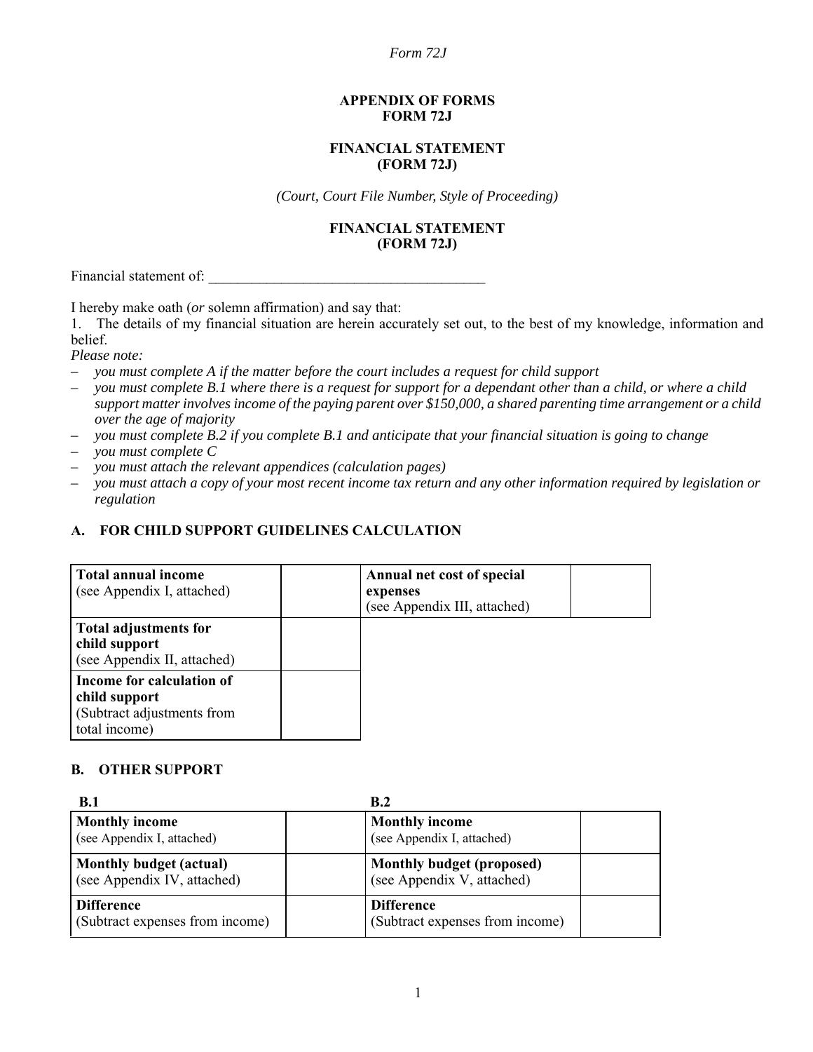APPENDIX OF FORMS
FORM 72J

# FINANCIAL STATEMENT
(FORM 72J)

*(Court, Court File Number, Style of Proceeding)*

## FINANCIAL STATEMENT
(FORM 72J)

Financial statement of: ______________________________________

I hereby make oath (*or* solemn affirmation) and say that:

1. The details of my financial situation are herein accurately set out, to the best of my knowledge, information and belief.

*Please note:*

– *you must complete A if the matter before the court includes a request for child support*
– *you must complete B.1 where there is a request for support for a dependant other than a child, or where a child support matter involves income of the paying parent over $150,000, a shared parenting time arrangement or a child over the age of majority*
– *you must complete B.2 if you complete B.1 and anticipate that your financial situation is going to change*
– *you must complete C*
– *you must attach the relevant appendices (calculation pages)*
– *you must attach a copy of your most recent income tax return and any other information required by legislation or regulation*

## A. FOR CHILD SUPPORT GUIDELINES CALCULATION

| | | | |
|---|---|---|---|
| **Total annual income** (see Appendix I, attached) | | **Annual net cost of special expenses** (see Appendix III, attached) | |
| **Total adjustments for child support** (see Appendix II, attached) | | | |
| **Income for calculation of child support** (Subtract adjustments from total income) | | | |

## B. OTHER SUPPORT

| **B.1** | | **B.2** | |
|---|---|---|---|
| **Monthly income** (see Appendix I, attached) | | **Monthly income** (see Appendix I, attached) | |
| **Monthly budget (actual)** (see Appendix IV, attached) | | **Monthly budget (proposed)** (see Appendix V, attached) | |
| **Difference** (Subtract expenses from income) | | **Difference** (Subtract expenses from income) | |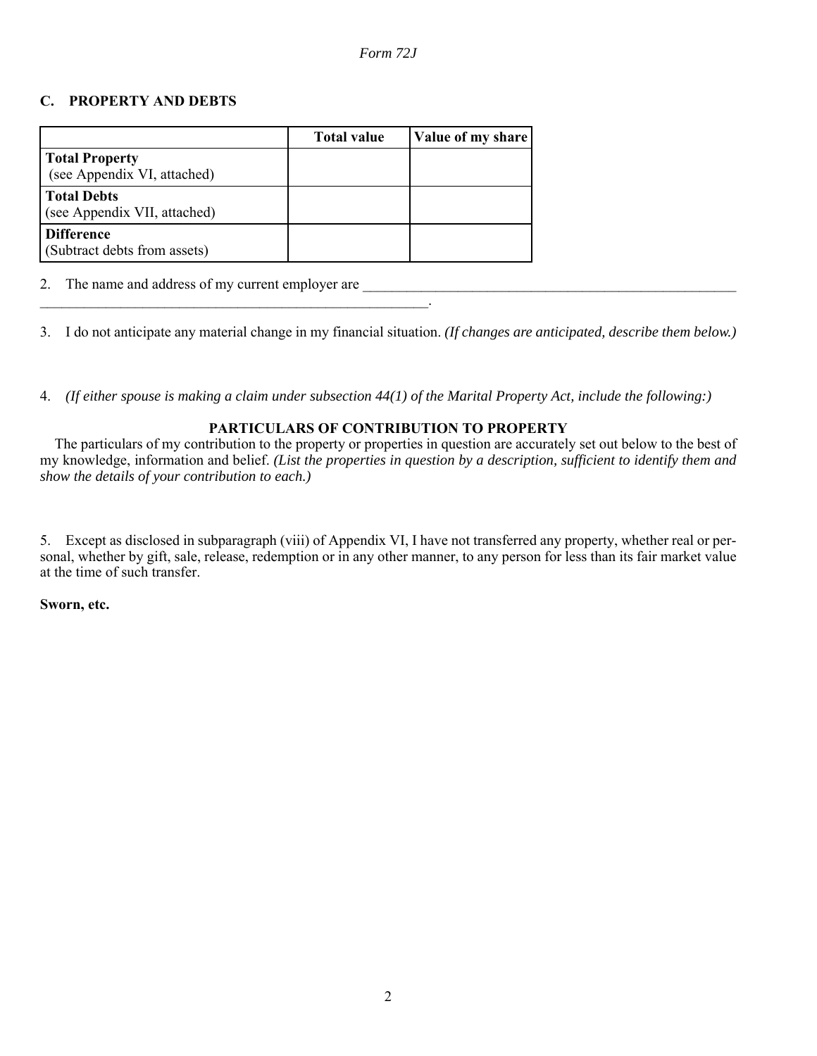*Form 72J*

## C. PROPERTY AND DEBTS

| | Total value | Value of my share |
|---|---|---|
| **Total Property** (see Appendix VI, attached) | | |
| **Total Debts** (see Appendix VII, attached) | | |
| **Difference** (Subtract debts from assets) | | |

2. The name and address of my current employer are ______________________________________________________ ______________________________________________________.

3. I do not anticipate any material change in my financial situation. *(If changes are anticipated, describe them below.)*

4. *(If either spouse is making a claim under subsection 44(1) of the Marital Property Act, include the following:)*

**PARTICULARS OF CONTRIBUTION TO PROPERTY**

The particulars of my contribution to the property or properties in question are accurately set out below to the best of my knowledge, information and belief. *(List the properties in question by a description, sufficient to identify them and show the details of your contribution to each.)*

5. Except as disclosed in subparagraph (viii) of Appendix VI, I have not transferred any property, whether real or personal, whether by gift, sale, release, redemption or in any other manner, to any person for less than its fair market value at the time of such transfer.

**Sworn, etc.**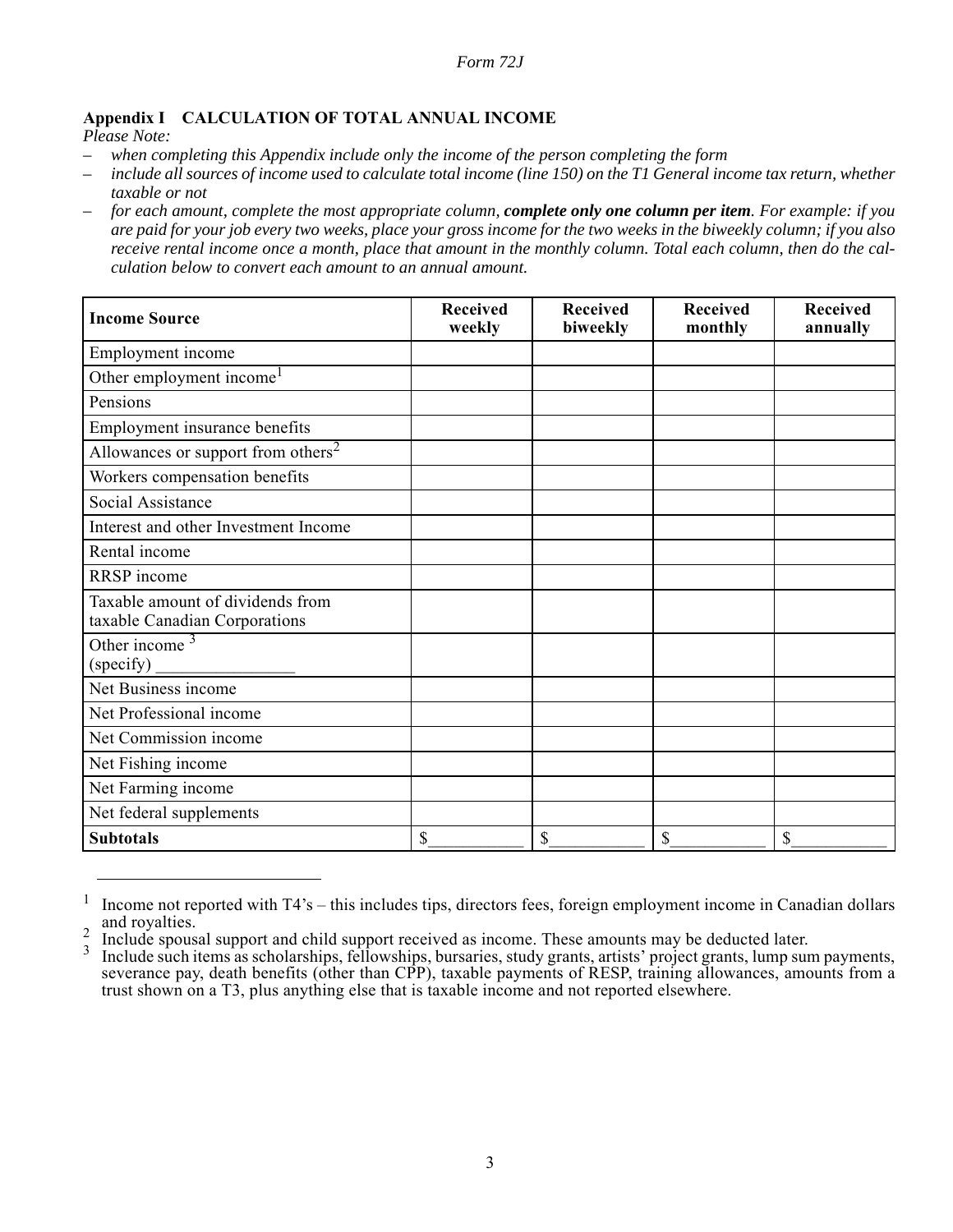*Form 72J*

## Appendix I CALCULATION OF TOTAL ANNUAL INCOME

*Please Note:*

- *when completing this Appendix include only the income of the person completing the form*
- *include all sources of income used to calculate total income (line 150) on the T1 General income tax return, whether taxable or not*
- *for each amount, complete the most appropriate column,* ***complete only one column per item****. For example: if you are paid for your job every two weeks, place your gross income for the two weeks in the biweekly column; if you also receive rental income once a month, place that amount in the monthly column. Total each column, then do the calculation below to convert each amount to an annual amount.*

| **Income Source** | **Received weekly** | **Received biweekly** | **Received monthly** | **Received annually** |
|---|---|---|---|---|
| Employment income | | | | |
| Other employment income[1] | | | | |
| Pensions | | | | |
| Employment insurance benefits | | | | |
| Allowances or support from others[2] | | | | |
| Workers compensation benefits | | | | |
| Social Assistance | | | | |
| Interest and other Investment Income | | | | |
| Rental income | | | | |
| RRSP income | | | | |
| Taxable amount of dividends from taxable Canadian Corporations | | | | |
| Other income [3] (specify) ________________ | | | | |
| Net Business income | | | | |
| Net Professional income | | | | |
| Net Commission income | | | | |
| Net Fishing income | | | | |
| Net Farming income | | | | |
| Net federal supplements | | | | |
| **Subtotals** | $___________ | $___________ | $___________ | $___________ |

---

[1] Income not reported with T4's – this includes tips, directors fees, foreign employment income in Canadian dollars and royalties.

[2] Include spousal support and child support received as income. These amounts may be deducted later.

[3] Include such items as scholarships, fellowships, bursaries, study grants, artists' project grants, lump sum payments, severance pay, death benefits (other than CPP), taxable payments of RESP, training allowances, amounts from a trust shown on a T3, plus anything else that is taxable income and not reported elsewhere.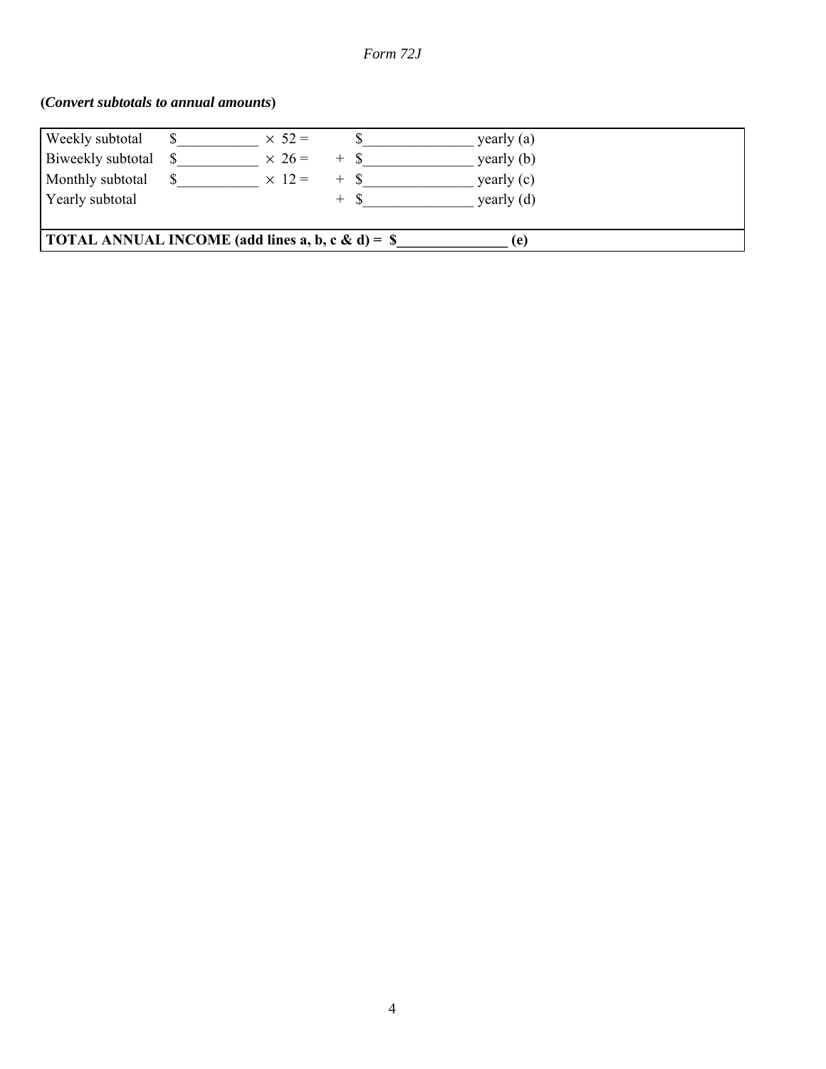Form 72J

**(*Convert subtotals to annual amounts*)**

| | | | | |
|---|---|---|---|---|
| Weekly subtotal | \$___________ | × 52 = | \$_______________ | yearly (a) |
| Biweekly subtotal | \$___________ | × 26 = | + \$_______________ | yearly (b) |
| Monthly subtotal | \$___________ | × 12 = | + \$_______________ | yearly (c) |
| Yearly subtotal | | | + \$_______________ | yearly (d) |
| **TOTAL ANNUAL INCOME (add lines a, b, c & d) =** | | | **\$_______________** | **(e)** |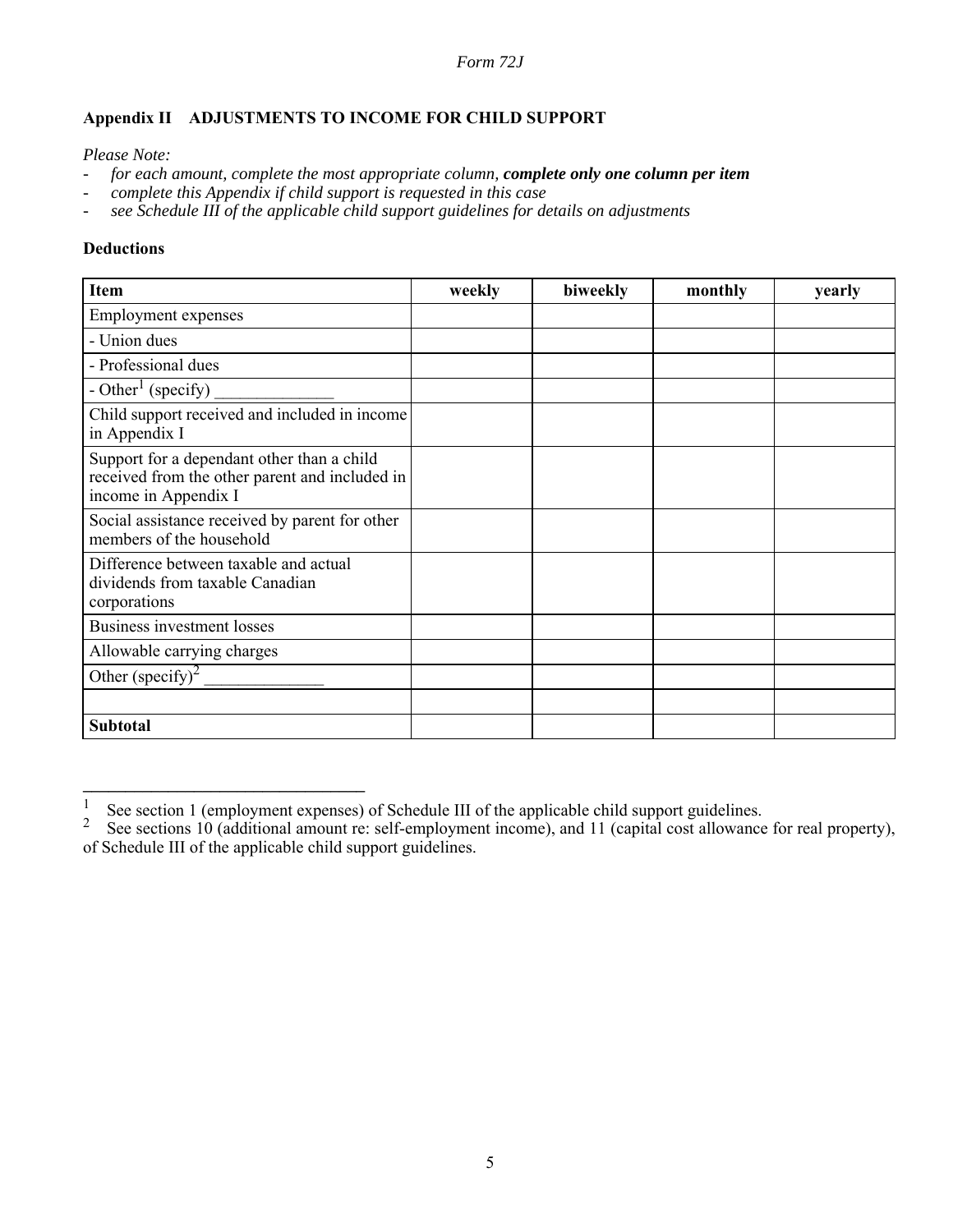*Form 72J*

**Appendix II ADJUSTMENTS TO INCOME FOR CHILD SUPPORT**

*Please Note:*

- *for each amount, complete the most appropriate column, **complete only one column per item***
- *complete this Appendix if child support is requested in this case*
- *see Schedule III of the applicable child support guidelines for details on adjustments*

**Deductions**

| **Item** | **weekly** | **biweekly** | **monthly** | **yearly** |
|---|---|---|---|---|
| Employment expenses | | | | |
| - Union dues | | | | |
| - Professional dues | | | | |
| - Other[1] (specify) ______________ | | | | |
| Child support received and included in income in Appendix I | | | | |
| Support for a dependant other than a child received from the other parent and included in income in Appendix I | | | | |
| Social assistance received by parent for other members of the household | | | | |
| Difference between taxable and actual dividends from taxable Canadian corporations | | | | |
| Business investment losses | | | | |
| Allowable carrying charges | | | | |
| Other (specify)[2] ______________ | | | | |
| | | | | |
| **Subtotal** | | | | |

---

[1] See section 1 (employment expenses) of Schedule III of the applicable child support guidelines.

[2] See sections 10 (additional amount re: self-employment income), and 11 (capital cost allowance for real property), of Schedule III of the applicable child support guidelines.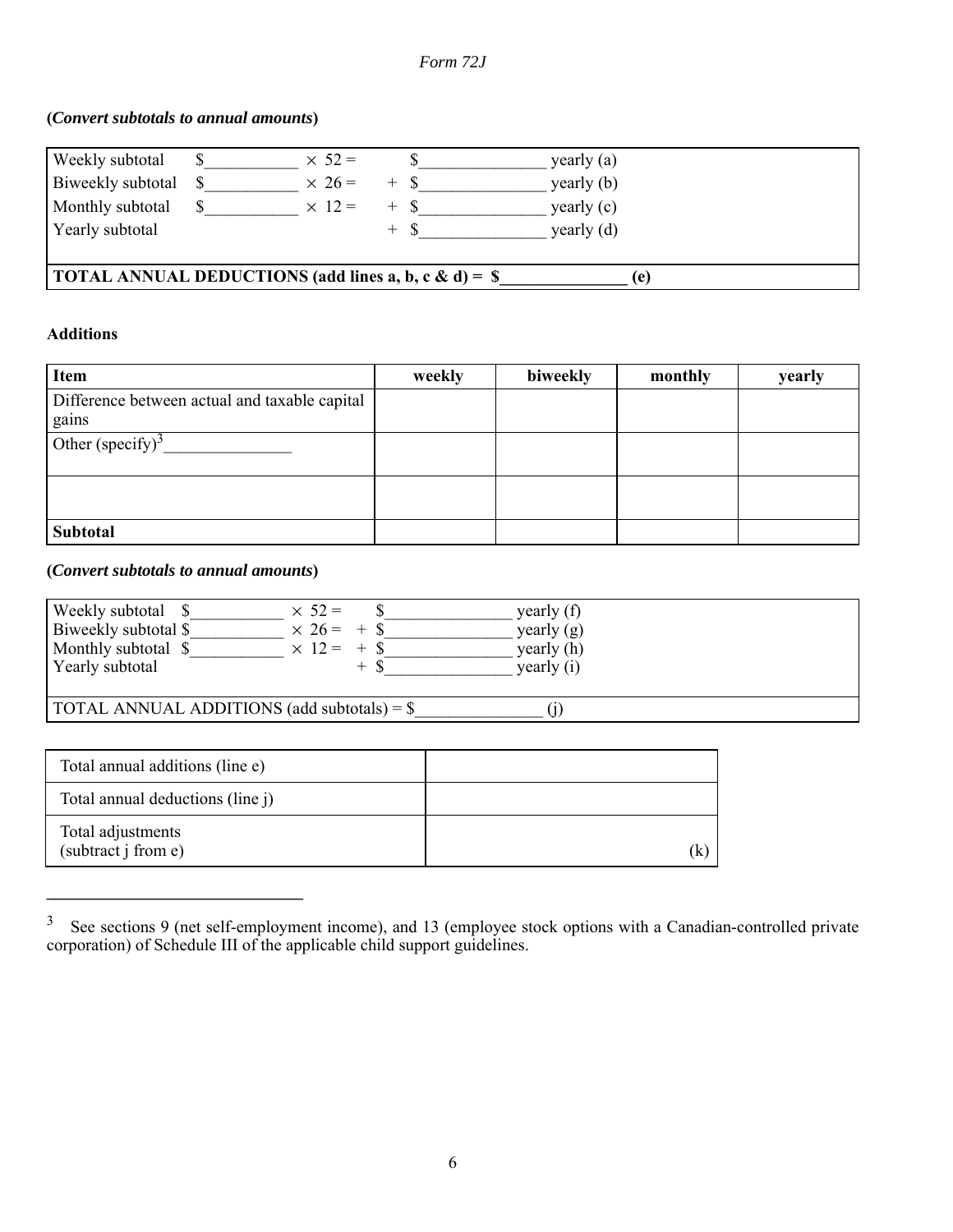Form 72J

**(*Convert subtotals to annual amounts*)**

| | | | | |
|---|---|---|---|---|
| Weekly subtotal | $___________ | × 52 = | $_______________ | yearly (a) |
| Biweekly subtotal | $___________ | × 26 = | + $_______________ | yearly (b) |
| Monthly subtotal | $___________ | × 12 = | + $_______________ | yearly (c) |
| Yearly subtotal | | | + $_______________ | yearly (d) |
| **TOTAL ANNUAL DEDUCTIONS (add lines a, b, c & d) = $_______________ (e)** | | | | |

**Additions**

| Item | weekly | biweekly | monthly | yearly |
|---|---|---|---|---|
| Difference between actual and taxable capital gains | | | | |
| Other (specify)[3] _______________ | | | | |
| | | | | |
| **Subtotal** | | | | |

**(*Convert subtotals to annual amounts*)**

| | | | | |
|---|---|---|---|---|
| Weekly subtotal | $___________ | × 52 = | $_______________ | yearly (f) |
| Biweekly subtotal | $___________ | × 26 = | + $_______________ | yearly (g) |
| Monthly subtotal | $___________ | × 12 = | + $_______________ | yearly (h) |
| Yearly subtotal | | | + $_______________ | yearly (i) |
| TOTAL ANNUAL ADDITIONS (add subtotals) = $_______________ (j) | | | | |

| | |
|---|---|
| Total annual additions (line e) | |
| Total annual deductions (line j) | |
| Total adjustments (subtract j from e) | (k) |

---

[3] See sections 9 (net self-employment income), and 13 (employee stock options with a Canadian-controlled private corporation) of Schedule III of the applicable child support guidelines.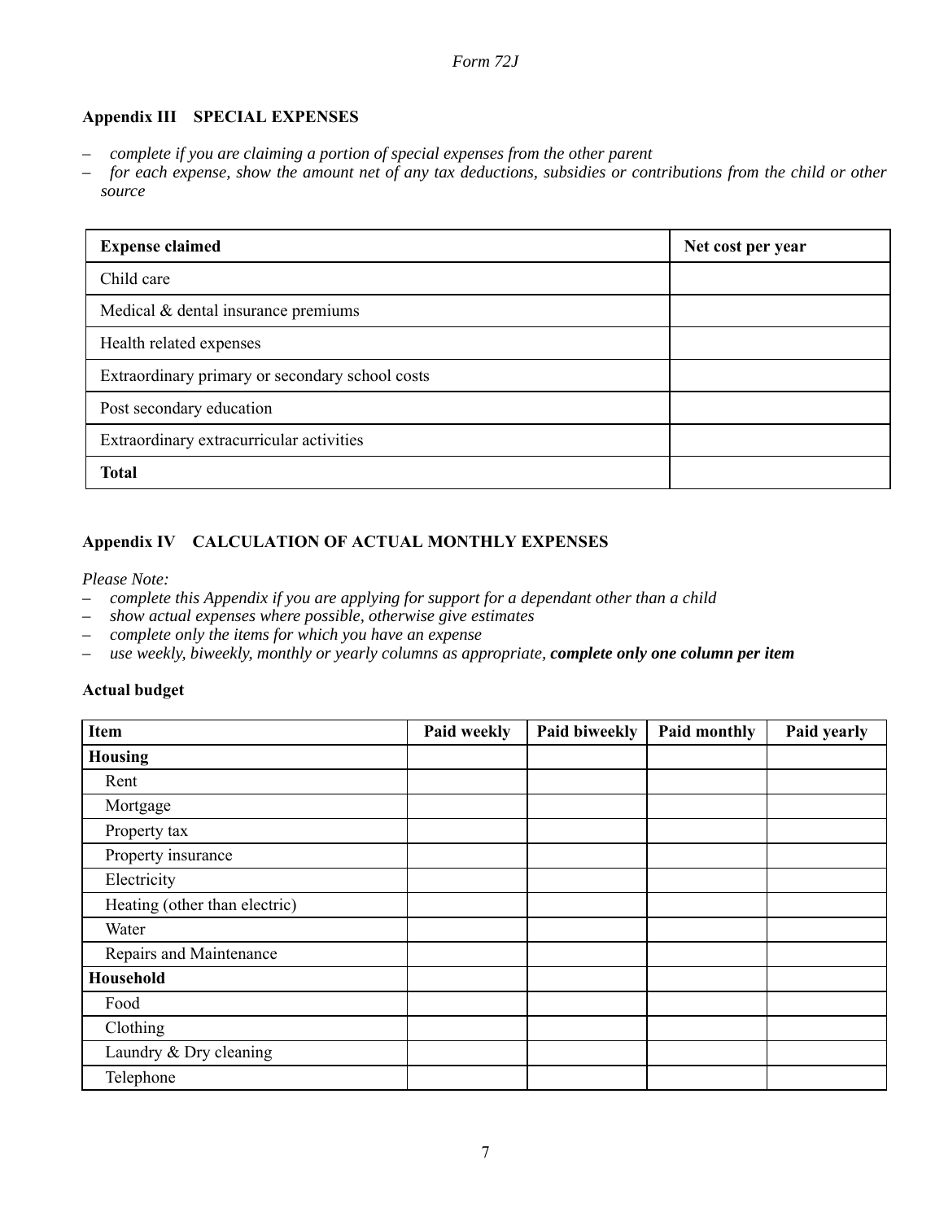*Form 72J*

## Appendix III    SPECIAL EXPENSES

– *complete if you are claiming a portion of special expenses from the other parent*
– *for each expense, show the amount net of any tax deductions, subsidies or contributions from the child or other source*

| Expense claimed | Net cost per year |
|---|---|
| Child care | |
| Medical & dental insurance premiums | |
| Health related expenses | |
| Extraordinary primary or secondary school costs | |
| Post secondary education | |
| Extraordinary extracurricular activities | |
| **Total** | |

## Appendix IV    CALCULATION OF ACTUAL MONTHLY EXPENSES

*Please Note:*

– *complete this Appendix if you are applying for support for a dependant other than a child*
– *show actual expenses where possible, otherwise give estimates*
– *complete only the items for which you have an expense*
– *use weekly, biweekly, monthly or yearly columns as appropriate,* ***complete only one column per item***

**Actual budget**

| Item | Paid weekly | Paid biweekly | Paid monthly | Paid yearly |
|---|---|---|---|---|
| **Housing** | | | | |
| Rent | | | | |
| Mortgage | | | | |
| Property tax | | | | |
| Property insurance | | | | |
| Electricity | | | | |
| Heating (other than electric) | | | | |
| Water | | | | |
| Repairs and Maintenance | | | | |
| **Household** | | | | |
| Food | | | | |
| Clothing | | | | |
| Laundry & Dry cleaning | | | | |
| Telephone | | | | |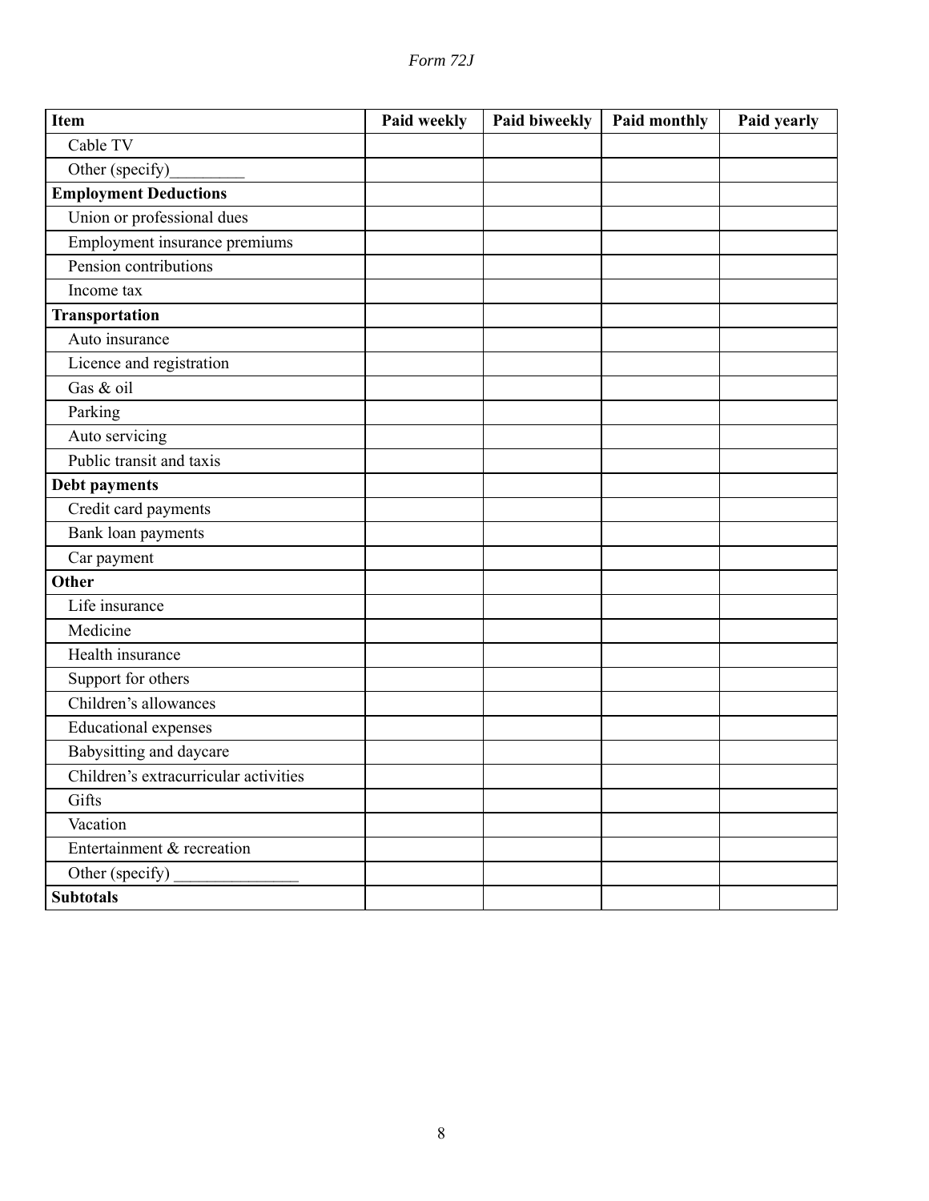*Form 72J*

| Item | Paid weekly | Paid biweekly | Paid monthly | Paid yearly |
|---|---|---|---|---|
| Cable TV | | | | |
| Other (specify)_________ | | | | |
| **Employment Deductions** | | | | |
| Union or professional dues | | | | |
| Employment insurance premiums | | | | |
| Pension contributions | | | | |
| Income tax | | | | |
| **Transportation** | | | | |
| Auto insurance | | | | |
| Licence and registration | | | | |
| Gas & oil | | | | |
| Parking | | | | |
| Auto servicing | | | | |
| Public transit and taxis | | | | |
| **Debt payments** | | | | |
| Credit card payments | | | | |
| Bank loan payments | | | | |
| Car payment | | | | |
| **Other** | | | | |
| Life insurance | | | | |
| Medicine | | | | |
| Health insurance | | | | |
| Support for others | | | | |
| Children's allowances | | | | |
| Educational expenses | | | | |
| Babysitting and daycare | | | | |
| Children's extracurricular activities | | | | |
| Gifts | | | | |
| Vacation | | | | |
| Entertainment & recreation | | | | |
| Other (specify) _______________ | | | | |
| **Subtotals** | | | | |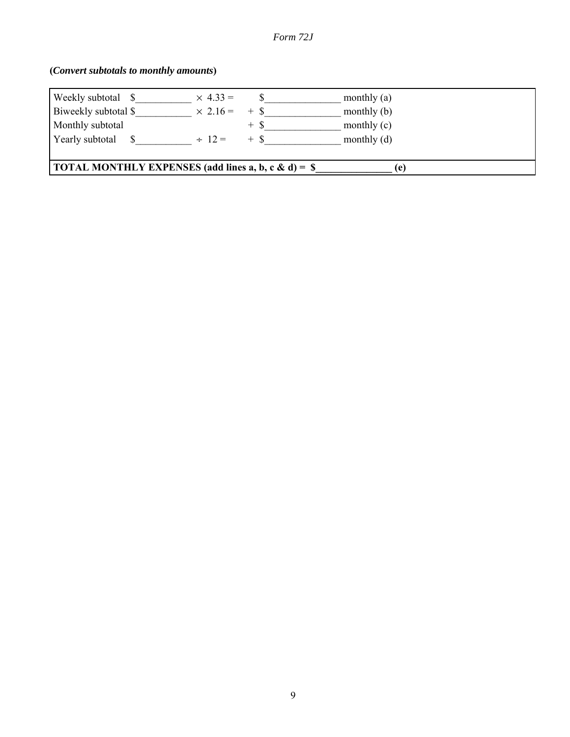(***Convert subtotals to monthly amounts***)

| | | | |
|---|---|---|---|
| Weekly subtotal $\_\_\_\_\_\_\_\_\_\_ | $\times$ 4.33 = | $\_\_\_\_\_\_\_\_\_\_\_\_\_\_ | monthly (a) |
| Biweekly subtotal $\_\_\_\_\_\_\_\_\_\_ | $\times$ 2.16 = | + $\_\_\_\_\_\_\_\_\_\_\_\_\_\_ | monthly (b) |
| Monthly subtotal | | + $\_\_\_\_\_\_\_\_\_\_\_\_\_\_ | monthly (c) |
| Yearly subtotal $\_\_\_\_\_\_\_\_\_\_ | $\div$ 12 = | + $\_\_\_\_\_\_\_\_\_\_\_\_\_\_ | monthly (d) |

**TOTAL MONTHLY EXPENSES (add lines a, b, c & d) = $\_\_\_\_\_\_\_\_\_\_\_\_\_\_ (e)**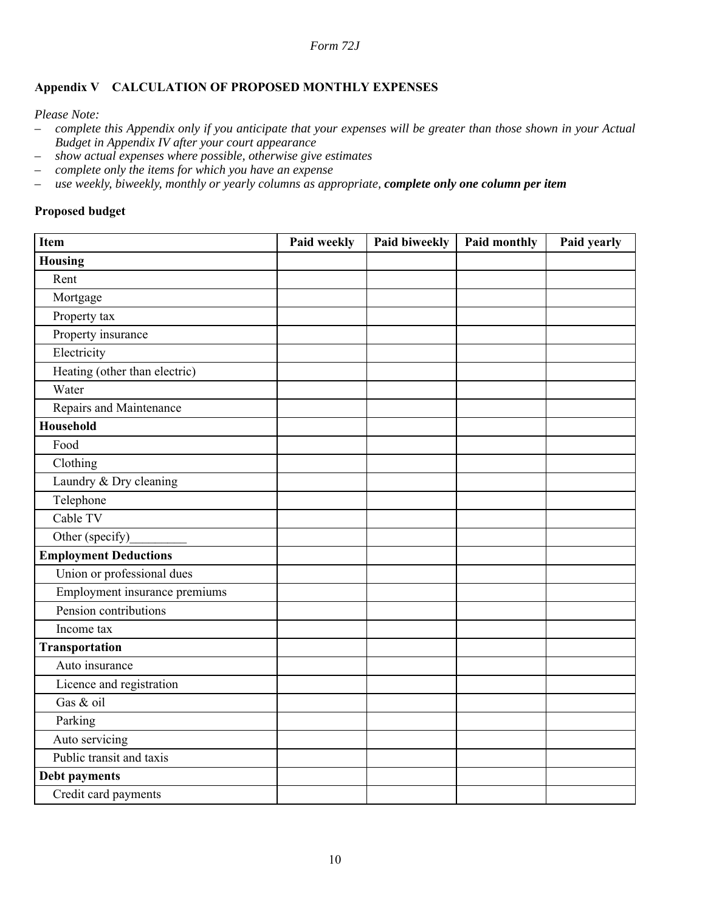*Form 72J*

**Appendix V CALCULATION OF PROPOSED MONTHLY EXPENSES**

*Please Note:*

- *complete this Appendix only if you anticipate that your expenses will be greater than those shown in your Actual Budget in Appendix IV after your court appearance*
- *show actual expenses where possible, otherwise give estimates*
- *complete only the items for which you have an expense*
- *use weekly, biweekly, monthly or yearly columns as appropriate, **complete only one column per item***

**Proposed budget**

| Item | Paid weekly | Paid biweekly | Paid monthly | Paid yearly |
|---|---|---|---|---|
| **Housing** | | | | |
| Rent | | | | |
| Mortgage | | | | |
| Property tax | | | | |
| Property insurance | | | | |
| Electricity | | | | |
| Heating (other than electric) | | | | |
| Water | | | | |
| Repairs and Maintenance | | | | |
| **Household** | | | | |
| Food | | | | |
| Clothing | | | | |
| Laundry & Dry cleaning | | | | |
| Telephone | | | | |
| Cable TV | | | | |
| Other (specify)_________ | | | | |
| **Employment Deductions** | | | | |
| Union or professional dues | | | | |
| Employment insurance premiums | | | | |
| Pension contributions | | | | |
| Income tax | | | | |
| **Transportation** | | | | |
| Auto insurance | | | | |
| Licence and registration | | | | |
| Gas & oil | | | | |
| Parking | | | | |
| Auto servicing | | | | |
| Public transit and taxis | | | | |
| **Debt payments** | | | | |
| Credit card payments | | | | |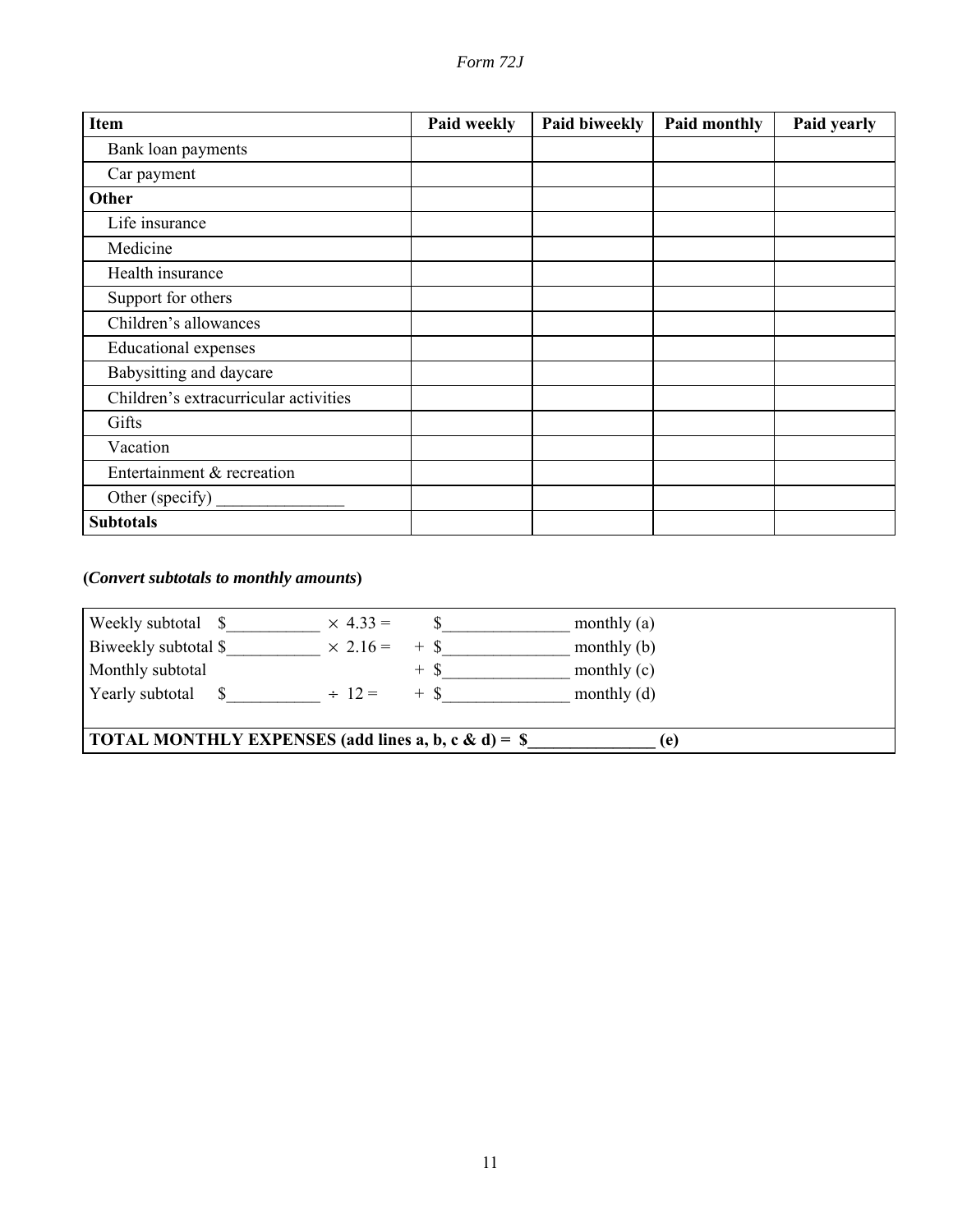| Item | Paid weekly | Paid biweekly | Paid monthly | Paid yearly |
|---|---|---|---|---|
| Bank loan payments | | | | |
| Car payment | | | | |
| **Other** | | | | |
| Life insurance | | | | |
| Medicine | | | | |
| Health insurance | | | | |
| Support for others | | | | |
| Children's allowances | | | | |
| Educational expenses | | | | |
| Babysitting and daycare | | | | |
| Children's extracurricular activities | | | | |
| Gifts | | | | |
| Vacation | | | | |
| Entertainment & recreation | | | | |
| Other (specify) _______________ | | | | |
| **Subtotals** | | | | |

**(*Convert subtotals to monthly amounts*)**

Weekly subtotal $___________ × 4.33 = $_______________ monthly (a)

Biweekly subtotal $___________ × 2.16 = + $_______________ monthly (b)

Monthly subtotal + $_______________ monthly (c)

Yearly subtotal $___________ ÷ 12 = + $_______________ monthly (d)

**TOTAL MONTHLY EXPENSES (add lines a, b, c & d) = $_______________ (e)**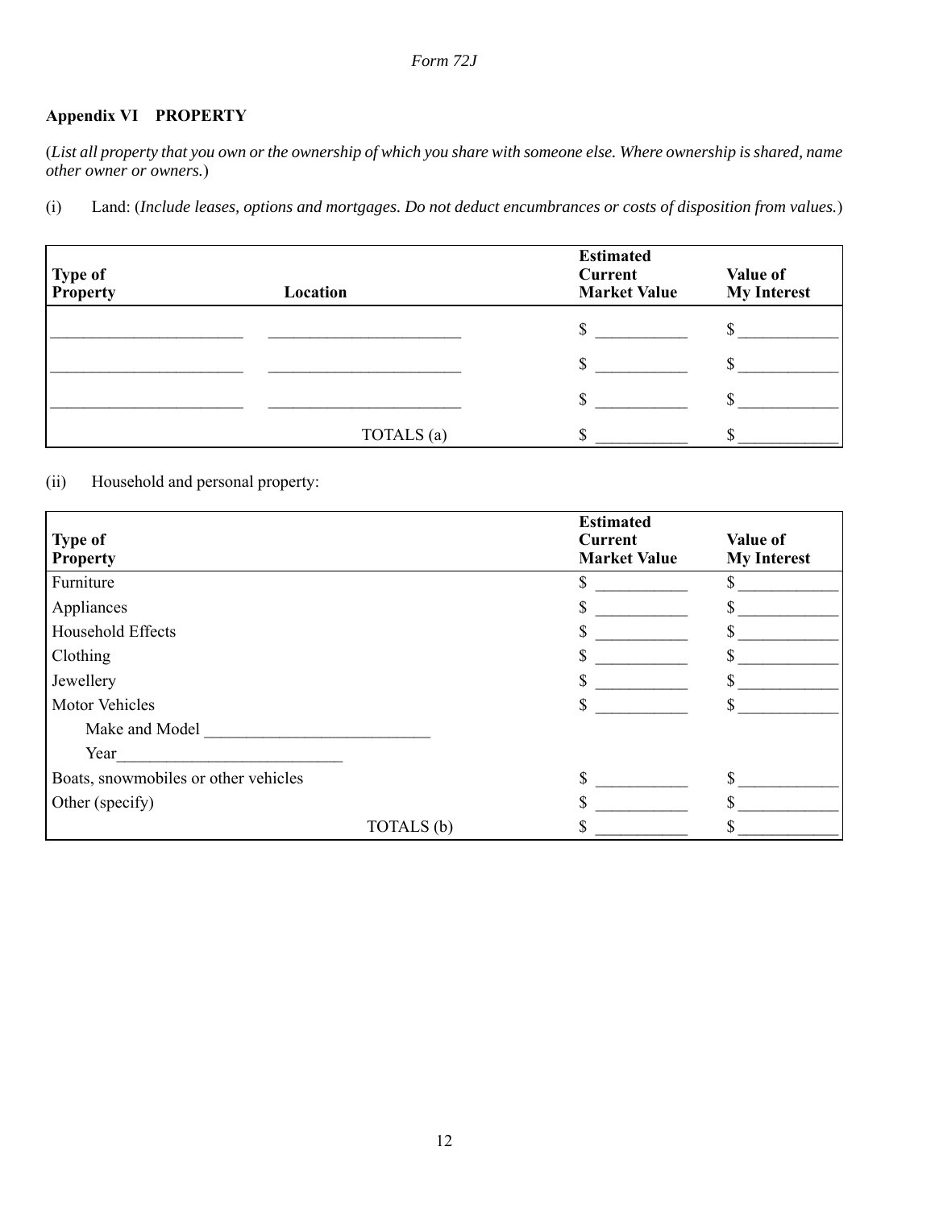Form 72J

**Appendix VI PROPERTY**

(*List all property that you own or the ownership of which you share with someone else. Where ownership is shared, name other owner or owners.*)

(i) Land: (*Include leases, options and mortgages. Do not deduct encumbrances or costs of disposition from values.*)

| Type of Property | Location | Estimated Current Market Value | Value of My Interest |
|---|---|---|---|
| ____________ | ____________ | $ ________ | $ ________ |
| ____________ | ____________ | $ ________ | $ ________ |
| ____________ | ____________ | $ ________ | $ ________ |
| | TOTALS (a) | $ ________ | $ ________ |

(ii) Household and personal property:

| Type of Property | Estimated Current Market Value | Value of My Interest |
|---|---|---|
| Furniture | $ ________ | $ ________ |
| Appliances | $ ________ | $ ________ |
| Household Effects | $ ________ | $ ________ |
| Clothing | $ ________ | $ ________ |
| Jewellery | $ ________ | $ ________ |
| Motor Vehicles | $ ________ | $ ________ |
| Make and Model ____________ | | |
| Year ____________ | | |
| Boats, snowmobiles or other vehicles | $ ________ | $ ________ |
| Other (specify) | $ ________ | $ ________ |
| TOTALS (b) | $ ________ | $ ________ |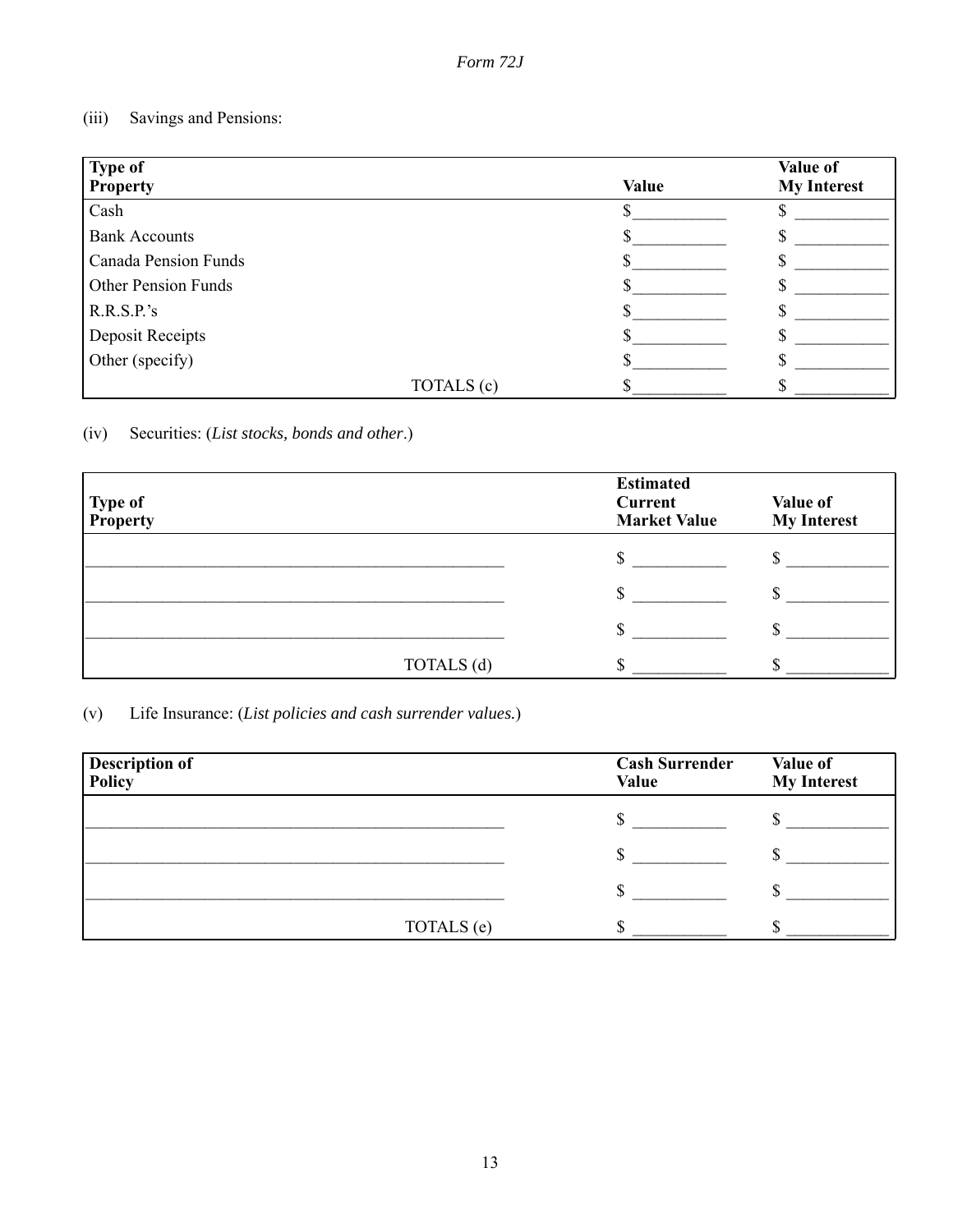*Form 72J*

(iii) Savings and Pensions:

| Type of Property | Value | Value of My Interest |
|---|---|---|
| Cash | $__________ | $ __________ |
| Bank Accounts | $__________ | $ __________ |
| Canada Pension Funds | $__________ | $ __________ |
| Other Pension Funds | $__________ | $ __________ |
| R.R.S.P.'s | $__________ | $ __________ |
| Deposit Receipts | $__________ | $ __________ |
| Other (specify) | $__________ | $ __________ |
| TOTALS (c) | $__________ | $ __________ |

(iv) Securities: (*List stocks, bonds and other*.)

| Type of Property | Estimated Current Market Value | Value of My Interest |
|---|---|---|
| ______________________________ | $ __________ | $ __________ |
| ______________________________ | $ __________ | $ __________ |
| ______________________________ | $ __________ | $ __________ |
| TOTALS (d) | $ __________ | $ __________ |

(v) Life Insurance: (*List policies and cash surrender values.*)

| Description of Policy | Cash Surrender Value | Value of My Interest |
|---|---|---|
| ______________________________ | $ __________ | $ __________ |
| ______________________________ | $ __________ | $ __________ |
| ______________________________ | $ __________ | $ __________ |
| TOTALS (e) | $ __________ | $ __________ |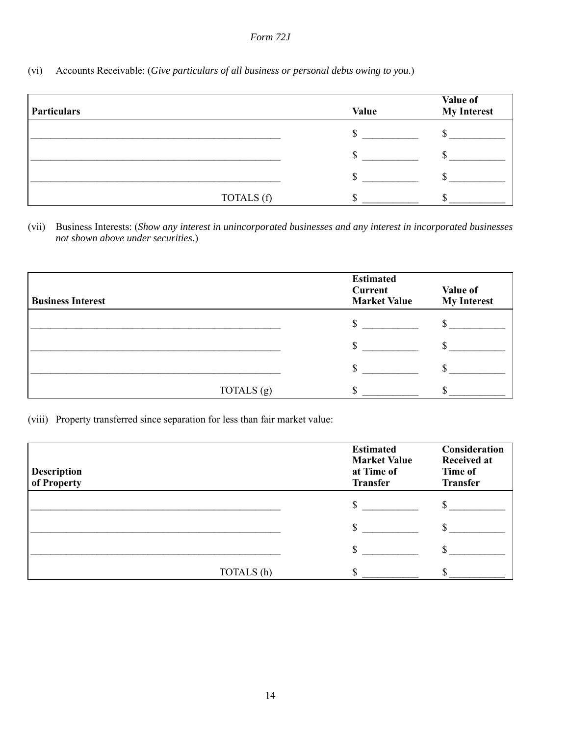*Form 72J*

(vi) Accounts Receivable: (*Give particulars of all business or personal debts owing to you.*)

| Particulars | Value | Value of My Interest |
|---|---|---|
| ______________________________ | $ __________ | $ __________ |
| ______________________________ | $ __________ | $ __________ |
| ______________________________ | $ __________ | $ __________ |
| TOTALS (f) | $ __________ | $ __________ |

(vii) Business Interests: (*Show any interest in unincorporated businesses and any interest in incorporated businesses not shown above under securities.*)

| Business Interest | Estimated Current Market Value | Value of My Interest |
|---|---|---|
| ______________________________ | $ __________ | $ __________ |
| ______________________________ | $ __________ | $ __________ |
| ______________________________ | $ __________ | $ __________ |
| TOTALS (g) | $ __________ | $ __________ |

(viii) Property transferred since separation for less than fair market value:

| Description of Property | Estimated Market Value at Time of Transfer | Consideration Received at Time of Transfer |
|---|---|---|
| ______________________________ | $ __________ | $ __________ |
| ______________________________ | $ __________ | $ __________ |
| ______________________________ | $ __________ | $ __________ |
| TOTALS (h) | $ __________ | $ __________ |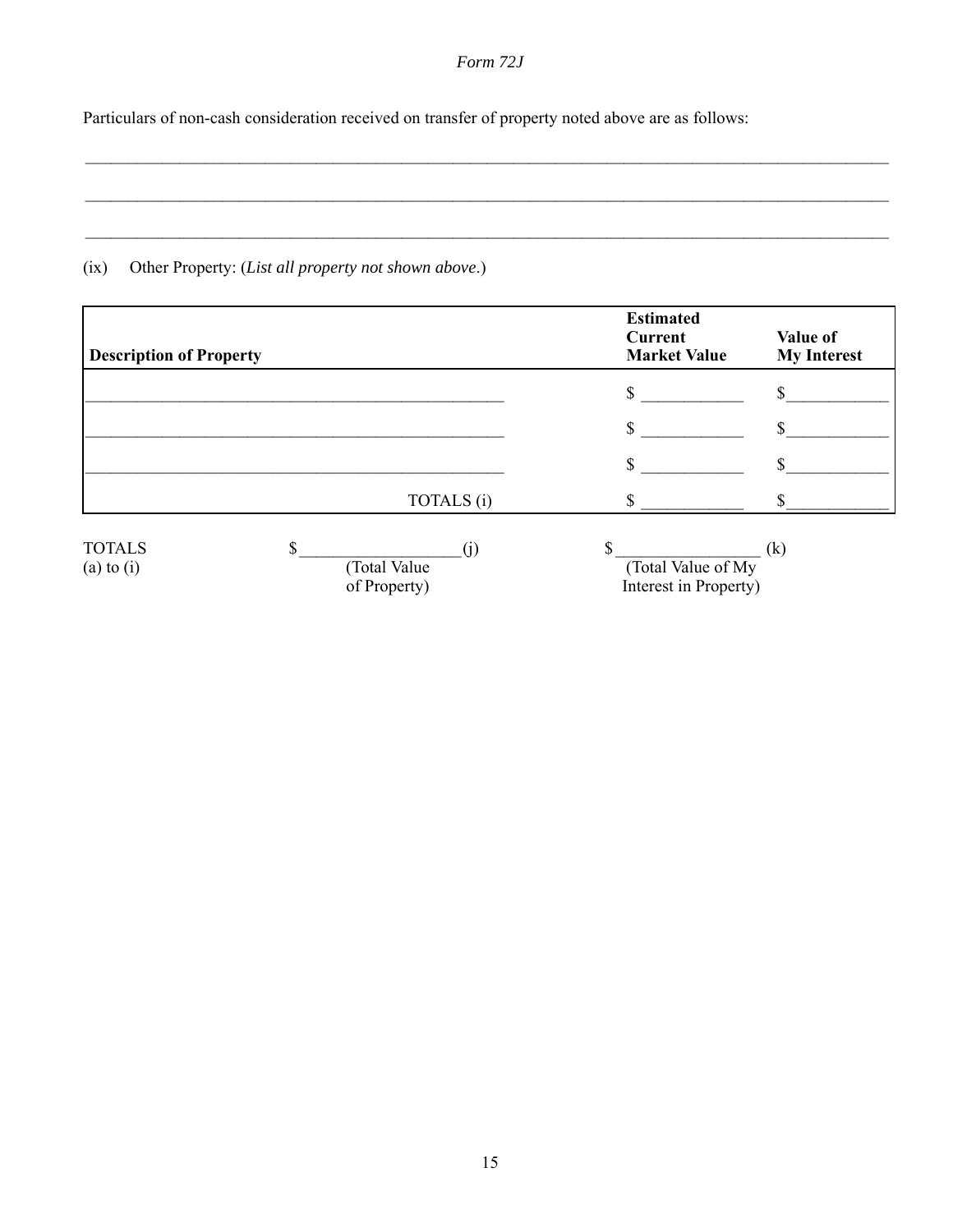*Form 72J*

Particulars of non-cash consideration received on transfer of property noted above are as follows:

\_\_\_\_\_\_\_\_\_\_\_\_\_\_\_\_\_\_\_\_\_\_\_\_\_\_\_\_\_\_\_\_\_\_\_\_\_\_\_\_\_\_\_\_\_\_\_\_\_\_\_\_\_\_\_\_\_\_\_\_\_\_\_\_\_\_\_\_\_\_\_\_\_\_\_\_\_\_

\_\_\_\_\_\_\_\_\_\_\_\_\_\_\_\_\_\_\_\_\_\_\_\_\_\_\_\_\_\_\_\_\_\_\_\_\_\_\_\_\_\_\_\_\_\_\_\_\_\_\_\_\_\_\_\_\_\_\_\_\_\_\_\_\_\_\_\_\_\_\_\_\_\_\_\_\_\_

\_\_\_\_\_\_\_\_\_\_\_\_\_\_\_\_\_\_\_\_\_\_\_\_\_\_\_\_\_\_\_\_\_\_\_\_\_\_\_\_\_\_\_\_\_\_\_\_\_\_\_\_\_\_\_\_\_\_\_\_\_\_\_\_\_\_\_\_\_\_\_\_\_\_\_\_\_\_

(ix) Other Property: (*List all property not shown above*.)

| **Description of Property** | **Estimated Current Market Value** | **Value of My Interest** |
|---|---|---|
| \_\_\_\_\_\_\_\_\_\_\_\_\_\_\_\_\_\_\_\_\_\_\_\_\_\_\_\_\_\_\_\_\_\_\_\_\_\_\_\_ | $ \_\_\_\_\_\_\_\_\_\_\_\_ | $\_\_\_\_\_\_\_\_\_\_\_\_ |
| \_\_\_\_\_\_\_\_\_\_\_\_\_\_\_\_\_\_\_\_\_\_\_\_\_\_\_\_\_\_\_\_\_\_\_\_\_\_\_\_ | $ \_\_\_\_\_\_\_\_\_\_\_\_ | $\_\_\_\_\_\_\_\_\_\_\_\_ |
| \_\_\_\_\_\_\_\_\_\_\_\_\_\_\_\_\_\_\_\_\_\_\_\_\_\_\_\_\_\_\_\_\_\_\_\_\_\_\_\_ | $ \_\_\_\_\_\_\_\_\_\_\_\_ | $\_\_\_\_\_\_\_\_\_\_\_\_ |
| TOTALS (i) | $ \_\_\_\_\_\_\_\_\_\_\_\_ | $\_\_\_\_\_\_\_\_\_\_\_\_ |

TOTALS (a) to (i) $\_\_\_\_\_\_\_\_\_\_\_\_\_\_\_\_\_\_\_(j) (Total Value of Property) $\_\_\_\_\_\_\_\_\_\_\_\_\_\_\_\_\_\_ (k) (Total Value of My Interest in Property)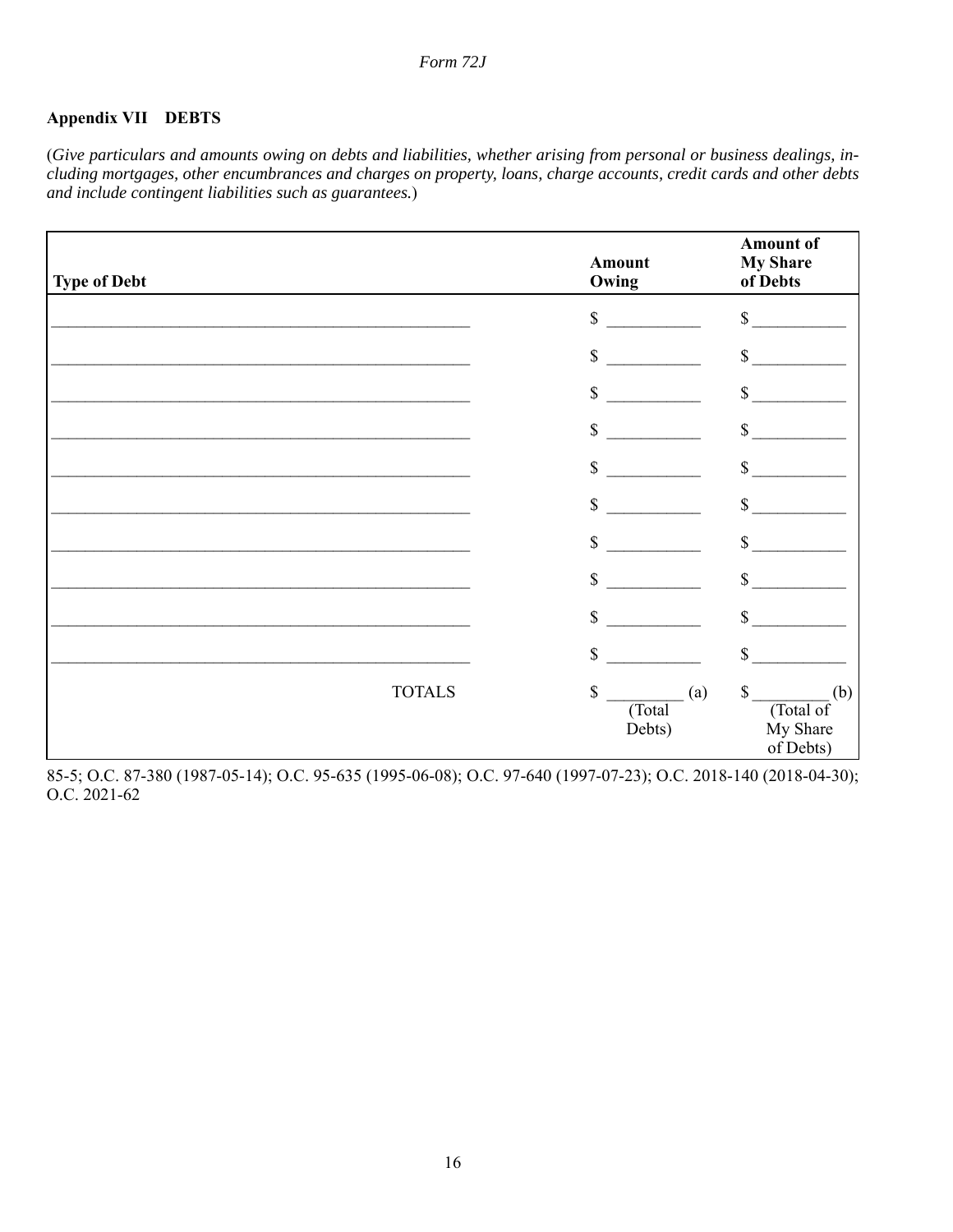Form 72J

## Appendix VII DEBTS

(*Give particulars and amounts owing on debts and liabilities, whether arising from personal or business dealings, including mortgages, other encumbrances and charges on property, loans, charge accounts, credit cards and other debts and include contingent liabilities such as guarantees.*)

| Type of Debt | Amount Owing | Amount of My Share of Debts |
|---|---|---|
| ______________________________ | $ __________ | $ __________ |
| ______________________________ | $ __________ | $ __________ |
| ______________________________ | $ __________ | $ __________ |
| ______________________________ | $ __________ | $ __________ |
| ______________________________ | $ __________ | $ __________ |
| ______________________________ | $ __________ | $ __________ |
| ______________________________ | $ __________ | $ __________ |
| ______________________________ | $ __________ | $ __________ |
| ______________________________ | $ __________ | $ __________ |
| ______________________________ | $ __________ | $ __________ |
| TOTALS | $ ________ (a) (Total Debts) | $ ________ (b) (Total of My Share of Debts) |

85-5; O.C. 87-380 (1987-05-14); O.C. 95-635 (1995-06-08); O.C. 97-640 (1997-07-23); O.C. 2018-140 (2018-04-30); O.C. 2021-62